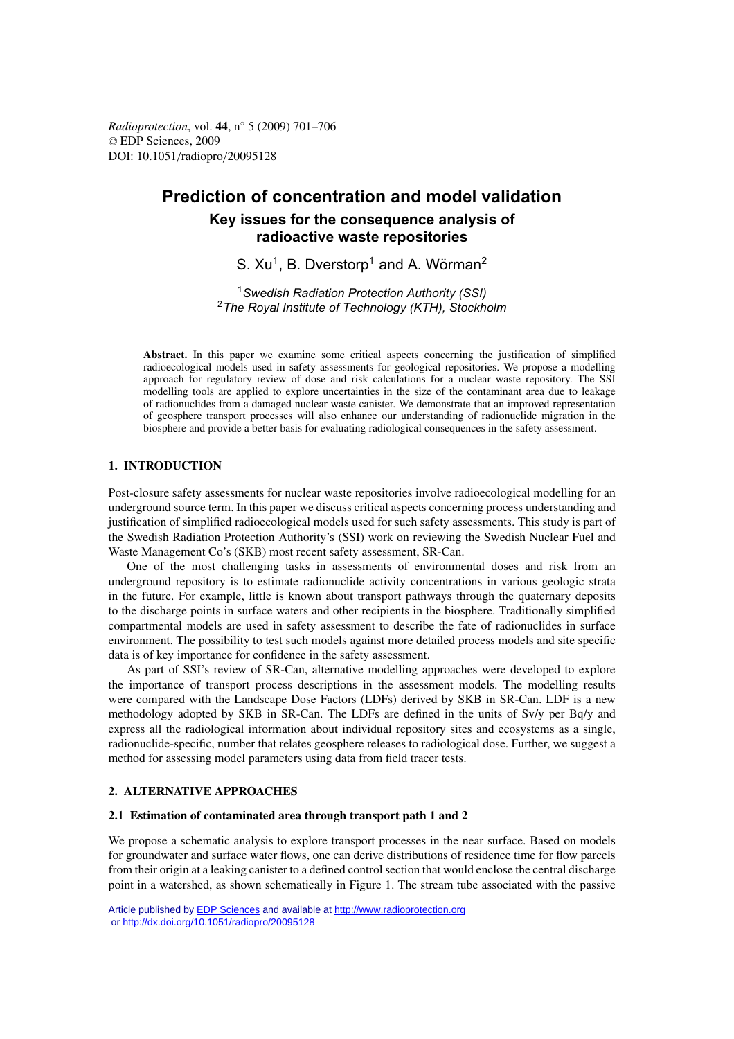# Prediction of concentration and model validation

## Key issues for the consequence analysis of radioactive waste repositories

S. Xu[1], B. Dverstorp[1] and A. Wörman[2]

[1] *Swedish Radiation Protection Authority (SSI)*
[2] *The Royal Institute of Technology (KTH), Stockholm*

**Abstract.** In this paper we examine some critical aspects concerning the justification of simplified radioecological models used in safety assessments for geological repositories. We propose a modelling approach for regulatory review of dose and risk calculations for a nuclear waste repository. The SSI modelling tools are applied to explore uncertainties in the size of the contaminant area due to leakage of radionuclides from a damaged nuclear waste canister. We demonstrate that an improved representation of geosphere transport processes will also enhance our understanding of radionuclide migration in the biosphere and provide a better basis for evaluating radiological consequences in the safety assessment.

## 1. INTRODUCTION

Post-closure safety assessments for nuclear waste repositories involve radioecological modelling for an underground source term. In this paper we discuss critical aspects concerning process understanding and justification of simplified radioecological models used for such safety assessments. This study is part of the Swedish Radiation Protection Authority's (SSI) work on reviewing the Swedish Nuclear Fuel and Waste Management Co's (SKB) most recent safety assessment, SR-Can.

One of the most challenging tasks in assessments of environmental doses and risk from an underground repository is to estimate radionuclide activity concentrations in various geologic strata in the future. For example, little is known about transport pathways through the quaternary deposits to the discharge points in surface waters and other recipients in the biosphere. Traditionally simplified compartmental models are used in safety assessment to describe the fate of radionuclides in surface environment. The possibility to test such models against more detailed process models and site specific data is of key importance for confidence in the safety assessment.

As part of SSI's review of SR-Can, alternative modelling approaches were developed to explore the importance of transport process descriptions in the assessment models. The modelling results were compared with the Landscape Dose Factors (LDFs) derived by SKB in SR-Can. LDF is a new methodology adopted by SKB in SR-Can. The LDFs are defined in the units of Sv/y per Bq/y and express all the radiological information about individual repository sites and ecosystems as a single, radionuclide-specific, number that relates geosphere releases to radiological dose. Further, we suggest a method for assessing model parameters using data from field tracer tests.

## 2. ALTERNATIVE APPROACHES

### 2.1 Estimation of contaminated area through transport path 1 and 2

We propose a schematic analysis to explore transport processes in the near surface. Based on models for groundwater and surface water flows, one can derive distributions of residence time for flow parcels from their origin at a leaking canister to a defined control section that would enclose the central discharge point in a watershed, as shown schematically in Figure 1. The stream tube associated with the passive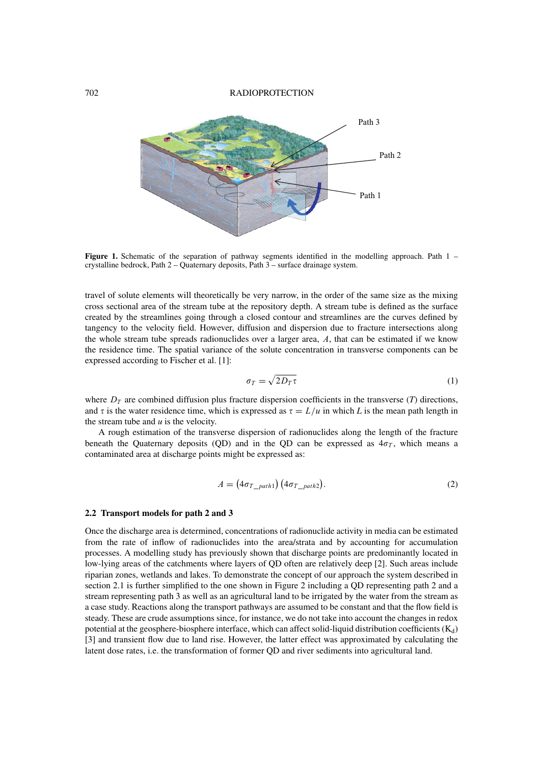Figure 1. Schematic of the separation of pathway segments identified in the modelling approach. Path 1 – crystalline bedrock, Path 2 – Quaternary deposits, Path 3 – surface drainage system.

travel of solute elements will theoretically be very narrow, in the order of the same size as the mixing cross sectional area of the stream tube at the repository depth. A stream tube is defined as the surface created by the streamlines going through a closed contour and streamlines are the curves defined by tangency to the velocity field. However, diffusion and dispersion due to fracture intersections along the whole stream tube spreads radionuclides over a larger area, $A$, that can be estimated if we know the residence time. The spatial variance of the solute concentration in transverse components can be expressed according to Fischer et al. [1]:

$$\sigma_T = \sqrt{2D_T \tau} \tag{1}$$

where $D_T$ are combined diffusion plus fracture dispersion coefficients in the transverse ($T$) directions, and $\tau$ is the water residence time, which is expressed as $\tau = L/u$ in which $L$ is the mean path length in the stream tube and $u$ is the velocity.

A rough estimation of the transverse dispersion of radionuclides along the length of the fracture beneath the Quaternary deposits (QD) and in the QD can be expressed as $4\sigma_T$, which means a contaminated area at discharge points might be expressed as:

$$A = \left(4\sigma_{T\_path1}\right)\left(4\sigma_{T\_path2}\right). \tag{2}$$

### 2.2 Transport models for path 2 and 3

Once the discharge area is determined, concentrations of radionuclide activity in media can be estimated from the rate of inflow of radionuclides into the area/strata and by accounting for accumulation processes. A modelling study has previously shown that discharge points are predominantly located in low-lying areas of the catchments where layers of QD often are relatively deep [2]. Such areas include riparian zones, wetlands and lakes. To demonstrate the concept of our approach the system described in section 2.1 is further simplified to the one shown in Figure 2 including a QD representing path 2 and a stream representing path 3 as well as an agricultural land to be irrigated by the water from the stream as a case study. Reactions along the transport pathways are assumed to be constant and that the flow field is steady. These are crude assumptions since, for instance, we do not take into account the changes in redox potential at the geosphere-biosphere interface, which can affect solid-liquid distribution coefficients ($K_d$) [3] and transient flow due to land rise. However, the latter effect was approximated by calculating the latent dose rates, i.e. the transformation of former QD and river sediments into agricultural land.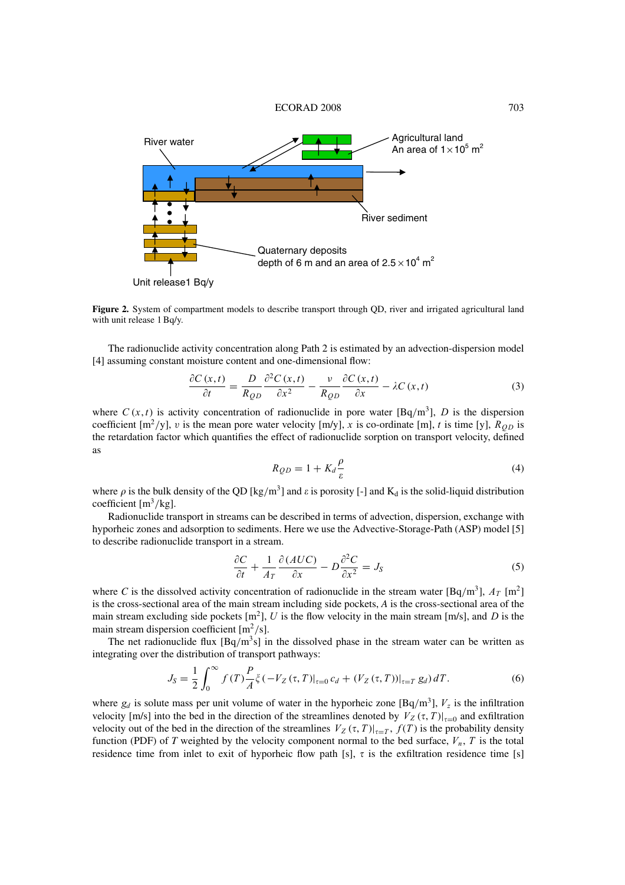River water

Agricultural land
An area of $1 \times 10^5$ m$^2$

River sediment

Quaternary deposits
depth of 6 m and an area of $2.5 \times 10^4$ m$^2$

Unit release1 Bq/y

**Figure 2.** System of compartment models to describe transport through QD, river and irrigated agricultural land with unit release 1 Bq/y.

The radionuclide activity concentration along Path 2 is estimated by an advection-dispersion model [4] assuming constant moisture content and one-dimensional flow:

$$\frac{\partial C(x,t)}{\partial t} = \frac{D}{R_{QD}} \frac{\partial^2 C(x,t)}{\partial x^2} - \frac{v}{R_{QD}} \frac{\partial C(x,t)}{\partial x} - \lambda C(x,t) \tag{3}$$

where $C(x,t)$ is activity concentration of radionuclide in pore water [Bq/m$^3$], $D$ is the dispersion coefficient [m$^2$/y], $v$ is the mean pore water velocity [m/y], $x$ is co-ordinate [m], $t$ is time [y], $R_{QD}$ is the retardation factor which quantifies the effect of radionuclide sorption on transport velocity, defined as

$$R_{QD} = 1 + K_d \frac{\rho}{\varepsilon} \tag{4}$$

where $\rho$ is the bulk density of the QD [kg/m$^3$] and $\varepsilon$ is porosity [-] and $K_d$ is the solid-liquid distribution coefficient [m$^3$/kg].

Radionuclide transport in streams can be described in terms of advection, dispersion, exchange with hyporheic zones and adsorption to sediments. Here we use the Advective-Storage-Path (ASP) model [5] to describe radionuclide transport in a stream.

$$\frac{\partial C}{\partial t} + \frac{1}{A_T} \frac{\partial (AUC)}{\partial x} - D \frac{\partial^2 C}{\partial x^2} = J_S \tag{5}$$

where $C$ is the dissolved activity concentration of radionuclide in the stream water [Bq/m$^3$], $A_T$ [m$^2$] is the cross-sectional area of the main stream including side pockets, $A$ is the cross-sectional area of the main stream excluding side pockets [m$^2$], $U$ is the flow velocity in the main stream [m/s], and $D$ is the main stream dispersion coefficient [m$^2$/s].

The net radionuclide flux [Bq/m$^3$s] in the dissolved phase in the stream water can be written as integrating over the distribution of transport pathways:

$$J_S = \frac{1}{2} \int_0^\infty f(T) \frac{P}{A} \xi \left( -V_Z(\tau, T)|_{\tau=0}\, c_d + (V_Z(\tau, T))|_{\tau=T}\, g_d \right) dT. \tag{6}$$

where $g_d$ is solute mass per unit volume of water in the hyporheic zone [Bq/m$^3$], $V_z$ is the infiltration velocity [m/s] into the bed in the direction of the streamlines denoted by $V_Z(\tau, T)|_{\tau=0}$ and exfiltration velocity out of the bed in the direction of the streamlines $V_Z(\tau, T)|_{\tau=T}$, $f(T)$ is the probability density function (PDF) of $T$ weighted by the velocity component normal to the bed surface, $V_n$, $T$ is the total residence time from inlet to exit of hyporheic flow path [s], $\tau$ is the exfiltration residence time [s]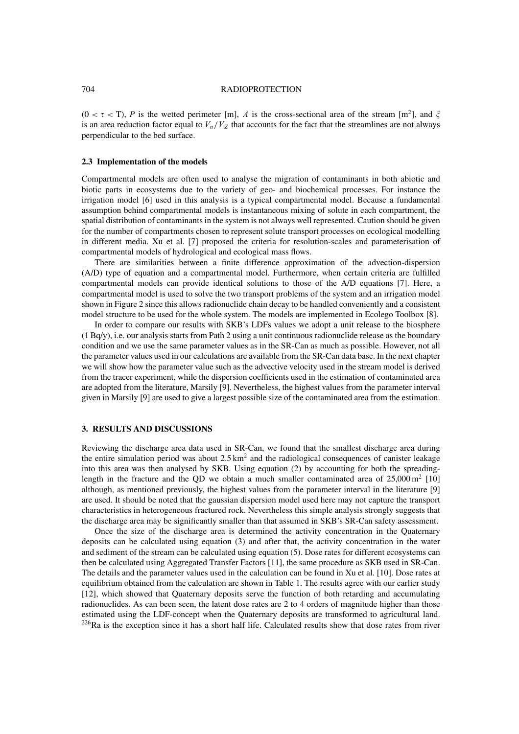$(0 < \tau < T)$, $P$ is the wetted perimeter [m], $A$ is the cross-sectional area of the stream [m$^2$], and $\xi$ is an area reduction factor equal to $V_n/V_Z$ that accounts for the fact that the streamlines are not always perpendicular to the bed surface.

### 2.3 Implementation of the models

Compartmental models are often used to analyse the migration of contaminants in both abiotic and biotic parts in ecosystems due to the variety of geo- and biochemical processes. For instance the irrigation model [6] used in this analysis is a typical compartmental model. Because a fundamental assumption behind compartmental models is instantaneous mixing of solute in each compartment, the spatial distribution of contaminants in the system is not always well represented. Caution should be given for the number of compartments chosen to represent solute transport processes on ecological modelling in different media. Xu et al. [7] proposed the criteria for resolution-scales and parameterisation of compartmental models of hydrological and ecological mass flows.

There are similarities between a finite difference approximation of the advection-dispersion (A/D) type of equation and a compartmental model. Furthermore, when certain criteria are fulfilled compartmental models can provide identical solutions to those of the A/D equations [7]. Here, a compartmental model is used to solve the two transport problems of the system and an irrigation model shown in Figure 2 since this allows radionuclide chain decay to be handled conveniently and a consistent model structure to be used for the whole system. The models are implemented in Ecolego Toolbox [8].

In order to compare our results with SKB's LDFs values we adopt a unit release to the biosphere (1 Bq/y), i.e. our analysis starts from Path 2 using a unit continuous radionuclide release as the boundary condition and we use the same parameter values as in the SR-Can as much as possible. However, not all the parameter values used in our calculations are available from the SR-Can data base. In the next chapter we will show how the parameter value such as the advective velocity used in the stream model is derived from the tracer experiment, while the dispersion coefficients used in the estimation of contaminated area are adopted from the literature, Marsily [9]. Nevertheless, the highest values from the parameter interval given in Marsily [9] are used to give a largest possible size of the contaminated area from the estimation.

## 3. RESULTS AND DISCUSSIONS

Reviewing the discharge area data used in SR-Can, we found that the smallest discharge area during the entire simulation period was about 2.5 km$^2$ and the radiological consequences of canister leakage into this area was then analysed by SKB. Using equation (2) by accounting for both the spreading-length in the fracture and the QD we obtain a much smaller contaminated area of 25,000 m$^2$ [10] although, as mentioned previously, the highest values from the parameter interval in the literature [9] are used. It should be noted that the gaussian dispersion model used here may not capture the transport characteristics in heterogeneous fractured rock. Nevertheless this simple analysis strongly suggests that the discharge area may be significantly smaller than that assumed in SKB's SR-Can safety assessment.

Once the size of the discharge area is determined the activity concentration in the Quaternary deposits can be calculated using equation (3) and after that, the activity concentration in the water and sediment of the stream can be calculated using equation (5). Dose rates for different ecosystems can then be calculated using Aggregated Transfer Factors [11], the same procedure as SKB used in SR-Can. The details and the parameter values used in the calculation can be found in Xu et al. [10]. Dose rates at equilibrium obtained from the calculation are shown in Table 1. The results agree with our earlier study [12], which showed that Quaternary deposits serve the function of both retarding and accumulating radionuclides. As can been seen, the latent dose rates are 2 to 4 orders of magnitude higher than those estimated using the LDF-concept when the Quaternary deposits are transformed to agricultural land. $^{226}$Ra is the exception since it has a short half life. Calculated results show that dose rates from river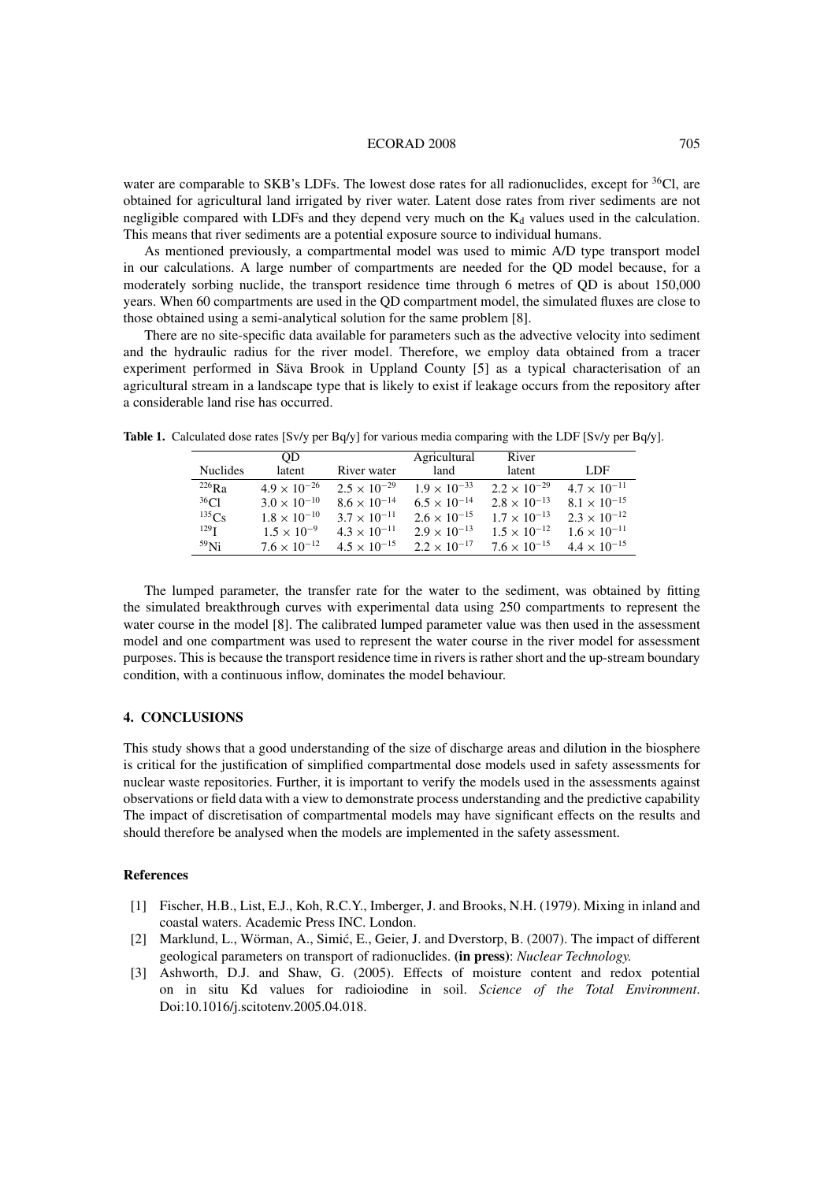water are comparable to SKB's LDFs. The lowest dose rates for all radionuclides, except for $^{36}Cl$, are obtained for agricultural land irrigated by river water. Latent dose rates from river sediments are not negligible compared with LDFs and they depend very much on the $K_d$ values used in the calculation. This means that river sediments are a potential exposure source to individual humans.

As mentioned previously, a compartmental model was used to mimic A/D type transport model in our calculations. A large number of compartments are needed for the QD model because, for a moderately sorbing nuclide, the transport residence time through 6 metres of QD is about 150,000 years. When 60 compartments are used in the QD compartment model, the simulated fluxes are close to those obtained using a semi-analytical solution for the same problem [8].

There are no site-specific data available for parameters such as the advective velocity into sediment and the hydraulic radius for the river model. Therefore, we employ data obtained from a tracer experiment performed in Säva Brook in Uppland County [5] as a typical characterisation of an agricultural stream in a landscape type that is likely to exist if leakage occurs from the repository after a considerable land rise has occurred.

**Table 1.** Calculated dose rates [Sv/y per Bq/y] for various media comparing with the LDF [Sv/y per Bq/y].

| Nuclides | QD latent | River water | Agricultural land | River latent | LDF |
|---|---|---|---|---|---|
| $^{226}Ra$ | $4.9 \times 10^{-26}$ | $2.5 \times 10^{-29}$ | $1.9 \times 10^{-33}$ | $2.2 \times 10^{-29}$ | $4.7 \times 10^{-11}$ |
| $^{36}Cl$ | $3.0 \times 10^{-10}$ | $8.6 \times 10^{-14}$ | $6.5 \times 10^{-14}$ | $2.8 \times 10^{-13}$ | $8.1 \times 10^{-15}$ |
| $^{135}Cs$ | $1.8 \times 10^{-10}$ | $3.7 \times 10^{-11}$ | $2.6 \times 10^{-15}$ | $1.7 \times 10^{-13}$ | $2.3 \times 10^{-12}$ |
| $^{129}I$ | $1.5 \times 10^{-9}$ | $4.3 \times 10^{-11}$ | $2.9 \times 10^{-13}$ | $1.5 \times 10^{-12}$ | $1.6 \times 10^{-11}$ |
| $^{59}Ni$ | $7.6 \times 10^{-12}$ | $4.5 \times 10^{-15}$ | $2.2 \times 10^{-17}$ | $7.6 \times 10^{-15}$ | $4.4 \times 10^{-15}$ |

The lumped parameter, the transfer rate for the water to the sediment, was obtained by fitting the simulated breakthrough curves with experimental data using 250 compartments to represent the water course in the model [8]. The calibrated lumped parameter value was then used in the assessment model and one compartment was used to represent the water course in the river model for assessment purposes. This is because the transport residence time in rivers is rather short and the up-stream boundary condition, with a continuous inflow, dominates the model behaviour.

## 4. CONCLUSIONS

This study shows that a good understanding of the size of discharge areas and dilution in the biosphere is critical for the justification of simplified compartmental dose models used in safety assessments for nuclear waste repositories. Further, it is important to verify the models used in the assessments against observations or field data with a view to demonstrate process understanding and the predictive capability The impact of discretisation of compartmental models may have significant effects on the results and should therefore be analysed when the models are implemented in the safety assessment.

### References

[1] Fischer, H.B., List, E.J., Koh, R.C.Y., Imberger, J. and Brooks, N.H. (1979). Mixing in inland and coastal waters. Academic Press INC. London.

[2] Marklund, L., Wörman, A., Simić, E., Geier, J. and Dverstorp, B. (2007). The impact of different geological parameters on transport of radionuclides. **(in press)**: *Nuclear Technology.*

[3] Ashworth, D.J. and Shaw, G. (2005). Effects of moisture content and redox potential on in situ Kd values for radioiodine in soil. *Science of the Total Environment*. Doi:10.1016/j.scitotenv.2005.04.018.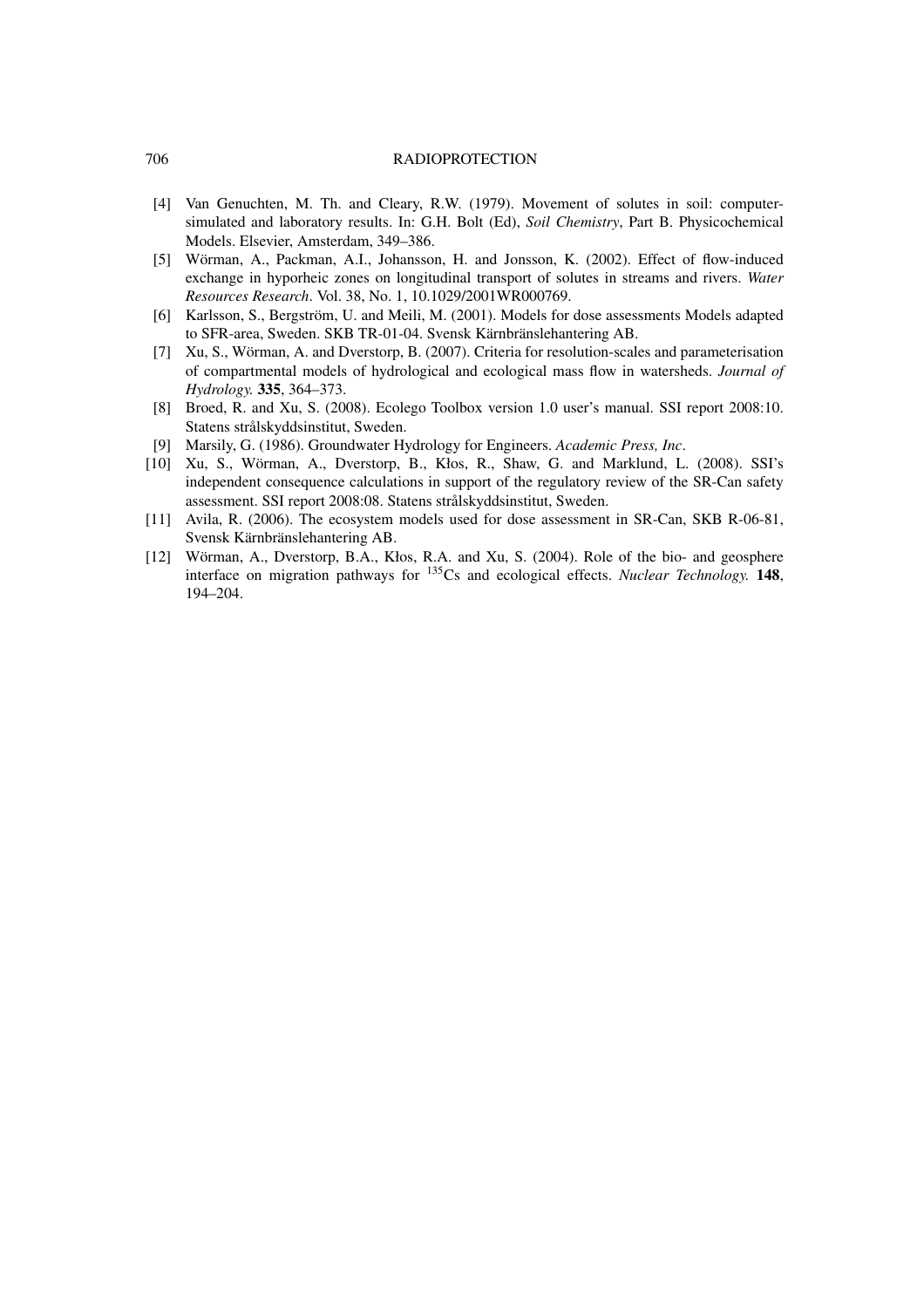[4] Van Genuchten, M. Th. and Cleary, R.W. (1979). Movement of solutes in soil: computer-simulated and laboratory results. In: G.H. Bolt (Ed), *Soil Chemistry*, Part B. Physicochemical Models. Elsevier, Amsterdam, 349–386.

[5] Wörman, A., Packman, A.I., Johansson, H. and Jonsson, K. (2002). Effect of flow-induced exchange in hyporheic zones on longitudinal transport of solutes in streams and rivers. *Water Resources Research*. Vol. 38, No. 1, 10.1029/2001WR000769.

[6] Karlsson, S., Bergström, U. and Meili, M. (2001). Models for dose assessments Models adapted to SFR-area, Sweden. SKB TR-01-04. Svensk Kärnbränslehantering AB.

[7] Xu, S., Wörman, A. and Dverstorp, B. (2007). Criteria for resolution-scales and parameterisation of compartmental models of hydrological and ecological mass flow in watersheds. *Journal of Hydrology.* **335**, 364–373.

[8] Broed, R. and Xu, S. (2008). Ecolego Toolbox version 1.0 user's manual. SSI report 2008:10. Statens strålskyddsinstitut, Sweden.

[9] Marsily, G. (1986). Groundwater Hydrology for Engineers. *Academic Press, Inc*.

[10] Xu, S., Wörman, A., Dverstorp, B., Kłos, R., Shaw, G. and Marklund, L. (2008). SSI's independent consequence calculations in support of the regulatory review of the SR-Can safety assessment. SSI report 2008:08. Statens strålskyddsinstitut, Sweden.

[11] Avila, R. (2006). The ecosystem models used for dose assessment in SR-Can, SKB R-06-81, Svensk Kärnbränslehantering AB.

[12] Wörman, A., Dverstorp, B.A., Kłos, R.A. and Xu, S. (2004). Role of the bio- and geosphere interface on migration pathways for $^{135}$Cs and ecological effects. *Nuclear Technology.* **148**, 194–204.